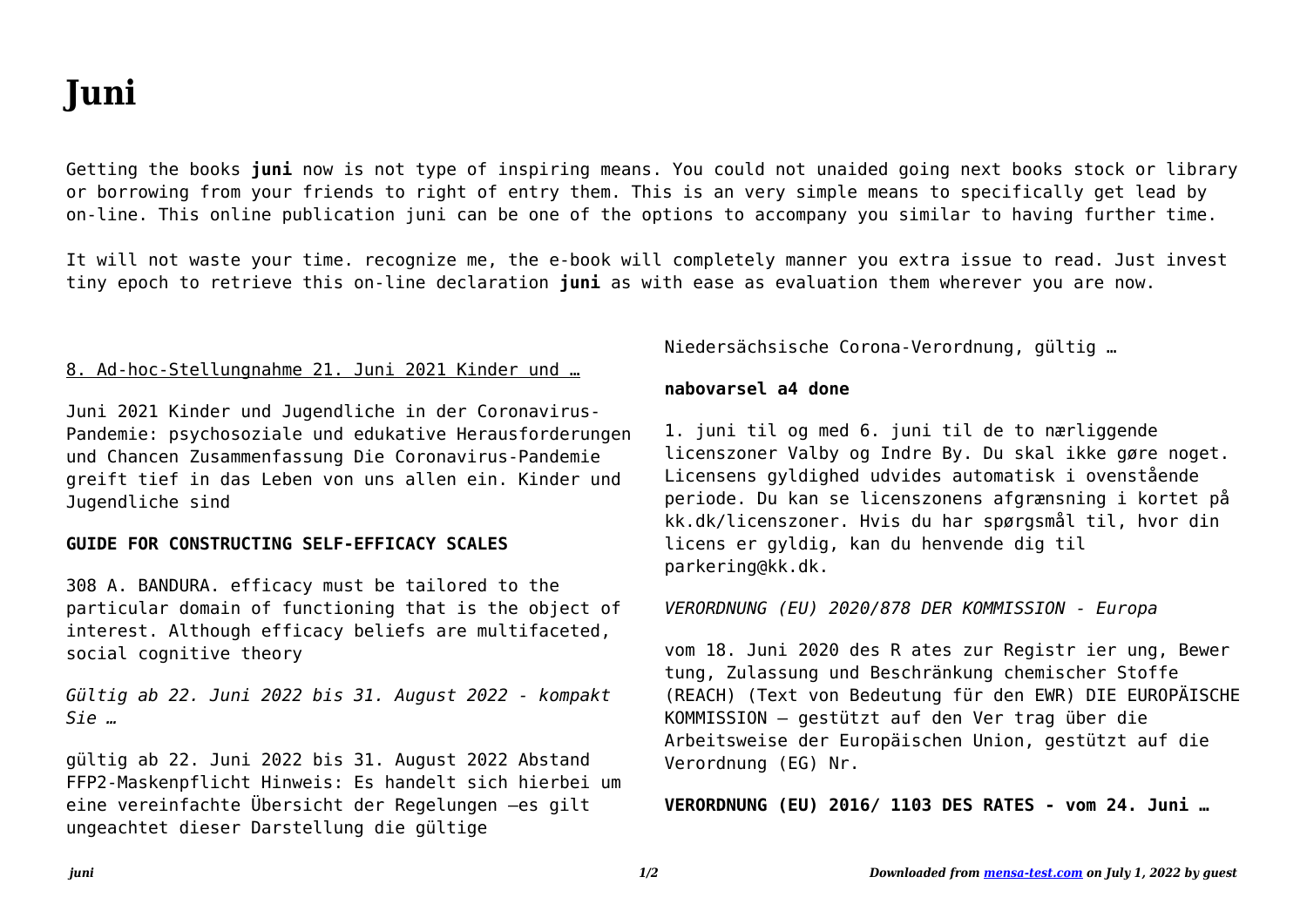# Juni

Getting the books **juni** now is not type of inspiring means. You could not unaided going next books stock or library or borrowing from your friends to right of entry them. This is an very simple means to specifically get lead by on-line. This online publication juni can be one of the options to accompany you similar to having further time.

It will not waste your time. recognize me, the e-book will completely manner you extra issue to read. Just invest tiny epoch to retrieve this on-line declaration **juni** as with ease as evaluation them wherever you are now.

8. Ad-hoc-Stellungnahme 21. Juni 2021 Kinder und …

Juni 2021 Kinder und Jugendliche in der Coronavirus-Pandemie: psychosoziale und edukative Herausforderungen und Chancen Zusammenfassung Die Coronavirus-Pandemie greift tief in das Leben von uns allen ein. Kinder und Jugendliche sind

**GUIDE FOR CONSTRUCTING SELF-EFFICACY SCALES**

308 A. BANDURA. efficacy must be tailored to the particular domain of functioning that is the object of interest. Although efficacy beliefs are multifaceted, social cognitive theory

*Gültig ab 22. Juni 2022 bis 31. August 2022 - kompakt Sie …*

gültig ab 22. Juni 2022 bis 31. August 2022 Abstand FFP2-Maskenpflicht Hinweis: Es handelt sich hierbei um eine vereinfachte Übersicht der Regelungen –es gilt ungeachtet dieser Darstellung die gültige Niedersächsische Corona-Verordnung, gültig …

**nabovarsel a4 done**

1. juni til og med 6. juni til de to nærliggende licenszoner Valby og Indre By. Du skal ikke gøre noget. Licensens gyldighed udvides automatisk i ovenstående periode. Du kan se licenszonens afgrænsning i kortet på kk.dk/licenszoner. Hvis du har spørgsmål til, hvor din licens er gyldig, kan du henvende dig til parkering@kk.dk.

*VERORDNUNG (EU) 2020/878 DER KOMMISSION - Europa*

vom 18. Juni 2020 des R ates zur Registr ier ung, Bewer tung, Zulassung und Beschränkung chemischer Stoffe (REACH) (Text von Bedeutung für den EWR) DIE EUROPÄISCHE KOMMISSION — gestützt auf den Ver trag über die Arbeitsweise der Europäischen Union, gestützt auf die Verordnung (EG) Nr.

**VERORDNUNG (EU) 2016/ 1103 DES RATES - vom 24. Juni …**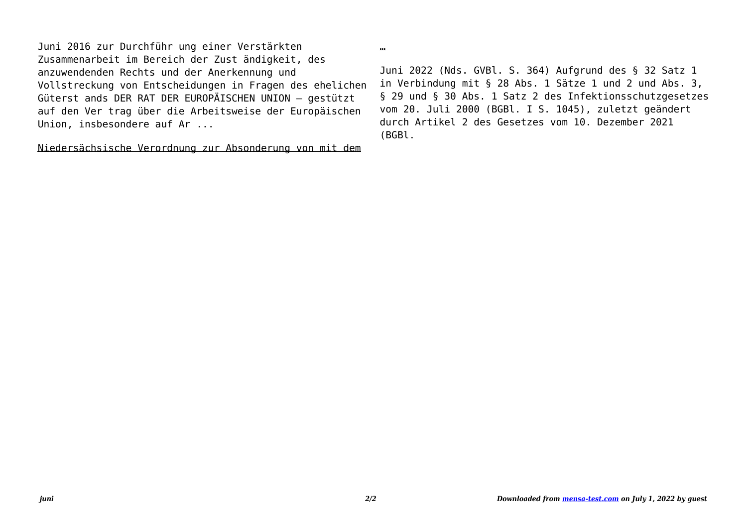Juni 2016 zur Durchführ ung einer Verstärkten Zusammenarbeit im Bereich der Zust ändigkeit, des anzuwendenden Rechts und der Anerkennung und Vollstreckung von Entscheidungen in Fragen des ehelichen Güterst ands DER RAT DER EUROPÄISCHEN UNION — gestützt auf den Ver trag über die Arbeitsweise der Europäischen Union, insbesondere auf Ar ...

Niedersächsische Verordnung zur Absonderung von mit dem …

Juni 2022 (Nds. GVBl. S. 364) Aufgrund des § 32 Satz 1 in Verbindung mit § 28 Abs. 1 Sätze 1 und 2 und Abs. 3, § 29 und § 30 Abs. 1 Satz 2 des Infektionsschutzgesetzes vom 20. Juli 2000 (BGBl. I S. 1045), zuletzt geändert durch Artikel 2 des Gesetzes vom 10. Dezember 2021 (BGBl.